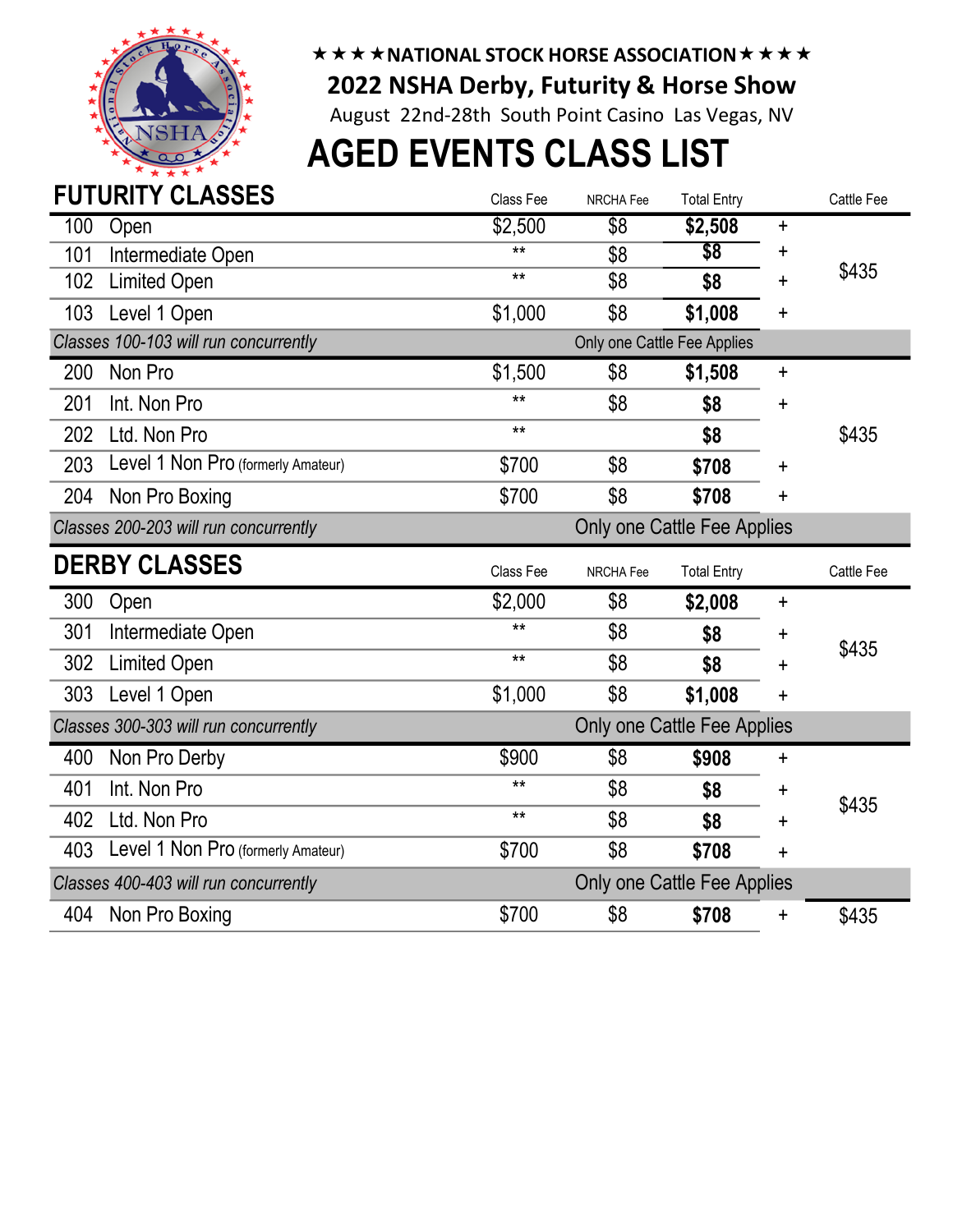★★★★NATIONAL STOCK HORSE ASSOCIATION★★★★

# 2022 NSHA Derby, Futurity & Horse Show

August 22nd-28th South Point Casino Las Vegas, NV

# AGED EVENTS CLASS LIST

## FUTURITY CLASSES

| | | Class Fee | NRCHA Fee | Total Entry | | Cattle Fee |
|---|---|---|---|---|---|---|
| 100 | Open | $2,500 | $8 | **$2,508** | + | $435 |
| 101 | Intermediate Open | ** | $8 | **$8** | + | |
| 102 | Limited Open | ** | $8 | **$8** | + | |
| 103 | Level 1 Open | $1,000 | $8 | **$1,008** | + | |
| *Classes 100-103 will run concurrently* | | | Only one Cattle Fee Applies | | | |
| 200 | Non Pro | $1,500 | $8 | **$1,508** | + | $435 |
| 201 | Int. Non Pro | ** | $8 | **$8** | + | |
| 202 | Ltd. Non Pro | ** | | **$8** | | |
| 203 | Level 1 Non Pro (formerly Amateur) | $700 | $8 | **$708** | + | |
| 204 | Non Pro Boxing | $700 | $8 | **$708** | + | |
| *Classes 200-203 will run concurrently* | | | Only one Cattle Fee Applies | | | |

## DERBY CLASSES

| | | Class Fee | NRCHA Fee | Total Entry | | Cattle Fee |
|---|---|---|---|---|---|---|
| 300 | Open | $2,000 | $8 | **$2,008** | + | $435 |
| 301 | Intermediate Open | ** | $8 | **$8** | + | |
| 302 | Limited Open | ** | $8 | **$8** | + | |
| 303 | Level 1 Open | $1,000 | $8 | **$1,008** | + | |
| *Classes 300-303 will run concurrently* | | | Only one Cattle Fee Applies | | | |
| 400 | Non Pro Derby | $900 | $8 | **$908** | + | $435 |
| 401 | Int. Non Pro | ** | $8 | **$8** | + | |
| 402 | Ltd. Non Pro | ** | $8 | **$8** | + | |
| 403 | Level 1 Non Pro (formerly Amateur) | $700 | $8 | **$708** | + | |
| *Classes 400-403 will run concurrently* | | | Only one Cattle Fee Applies | | | |
| 404 | Non Pro Boxing | $700 | $8 | **$708** | + | $435 |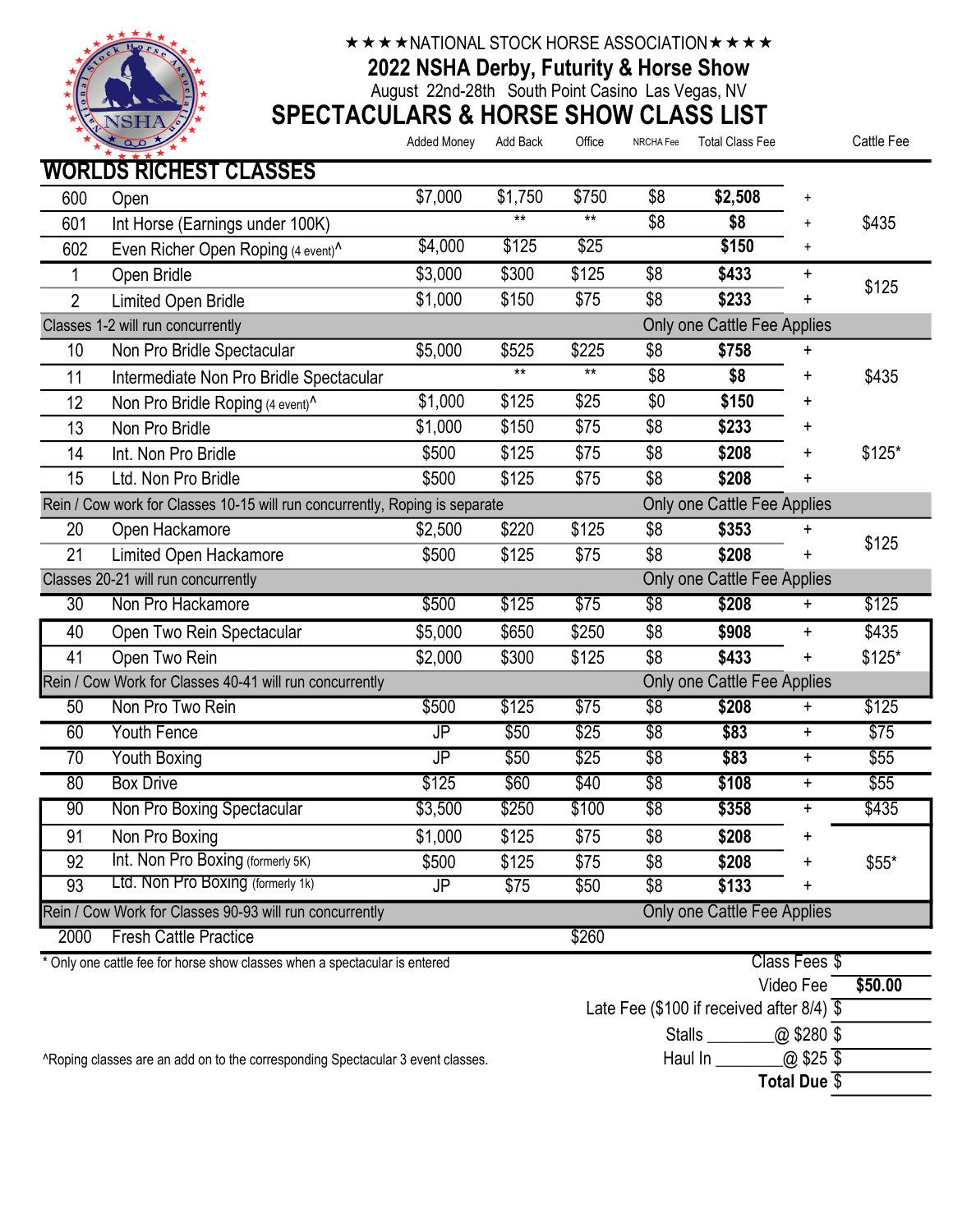★★★★NATIONAL STOCK HORSE ASSOCIATION★★★★

# 2022 NSHA Derby, Futurity & Horse Show

August 22nd-28th South Point Casino Las Vegas, NV

## SPECTACULARS & HORSE SHOW CLASS LIST

| | | Added Money | Add Back | Office | NRCHA Fee | Total Class Fee | | Cattle Fee |
|---|---|---|---|---|---|---|---|---|
| **WORLDS RICHEST CLASSES** | | | | | | | | |
| 600 | Open | $7,000 | $1,750 | $750 | $8 | **$2,508** | + | |
| 601 | Int Horse (Earnings under 100K) | | ** | ** | $8 | **$8** | + | $435 |
| 602 | Even Richer Open Roping (4 event)^ | $4,000 | $125 | $25 | | **$150** | + | |
| 1 | Open Bridle | $3,000 | $300 | $125 | $8 | **$433** | + | $125 |
| 2 | Limited Open Bridle | $1,000 | $150 | $75 | $8 | **$233** | + | |
| Classes 1-2 will run concurrently | | | | | Only one Cattle Fee Applies | | | |
| 10 | Non Pro Bridle Spectacular | $5,000 | $525 | $225 | $8 | **$758** | + | |
| 11 | Intermediate Non Pro Bridle Spectacular | | ** | ** | $8 | **$8** | + | $435 |
| 12 | Non Pro Bridle Roping (4 event)^ | $1,000 | $125 | $25 | $0 | **$150** | + | |
| 13 | Non Pro Bridle | $1,000 | $150 | $75 | $8 | **$233** | + | |
| 14 | Int. Non Pro Bridle | $500 | $125 | $75 | $8 | **$208** | + | $125* |
| 15 | Ltd. Non Pro Bridle | $500 | $125 | $75 | $8 | **$208** | + | |
| Rein / Cow work for Classes 10-15 will run concurrently, Roping is separate | | | | | Only one Cattle Fee Applies | | | |
| 20 | Open Hackamore | $2,500 | $220 | $125 | $8 | **$353** | + | $125 |
| 21 | Limited Open Hackamore | $500 | $125 | $75 | $8 | **$208** | + | |
| Classes 20-21 will run concurrently | | | | | Only one Cattle Fee Applies | | | |
| 30 | Non Pro Hackamore | $500 | $125 | $75 | $8 | **$208** | + | $125 |
| 40 | Open Two Rein Spectacular | $5,000 | $650 | $250 | $8 | **$908** | + | $435 |
| 41 | Open Two Rein | $2,000 | $300 | $125 | $8 | **$433** | + | $125* |
| Rein / Cow Work for Classes 40-41 will run concurrently | | | | | Only one Cattle Fee Applies | | | |
| 50 | Non Pro Two Rein | $500 | $125 | $75 | $8 | **$208** | + | $125 |
| 60 | Youth Fence | JP | $50 | $25 | $8 | **$83** | + | $75 |
| 70 | Youth Boxing | JP | $50 | $25 | $8 | **$83** | + | $55 |
| 80 | Box Drive | $125 | $60 | $40 | $8 | **$108** | + | $55 |
| 90 | Non Pro Boxing Spectacular | $3,500 | $250 | $100 | $8 | **$358** | + | $435 |
| 91 | Non Pro Boxing | $1,000 | $125 | $75 | $8 | **$208** | + | |
| 92 | Int. Non Pro Boxing (formerly 5K) | $500 | $125 | $75 | $8 | **$208** | + | $55* |
| 93 | Ltd. Non Pro Boxing (formerly 1k) | JP | $75 | $50 | $8 | **$133** | + | |
| Rein / Cow Work for Classes 90-93 will run concurrently | | | | | Only one Cattle Fee Applies | | | |
| 2000 | Fresh Cattle Practice | | | $260 | | | | |

\* Only one cattle fee for horse show classes when a spectacular is entered

^Roping classes are an add on to the corresponding Spectacular 3 event classes.

| | |
|---|---|
| Class Fees $ | |
| Video Fee | **$50.00** |
| Late Fee ($100 if received after 8/4) $ | |
| Stalls ________@ $280 $ | |
| Haul In ________@ $25 $ | |
| **Total Due** $ | |